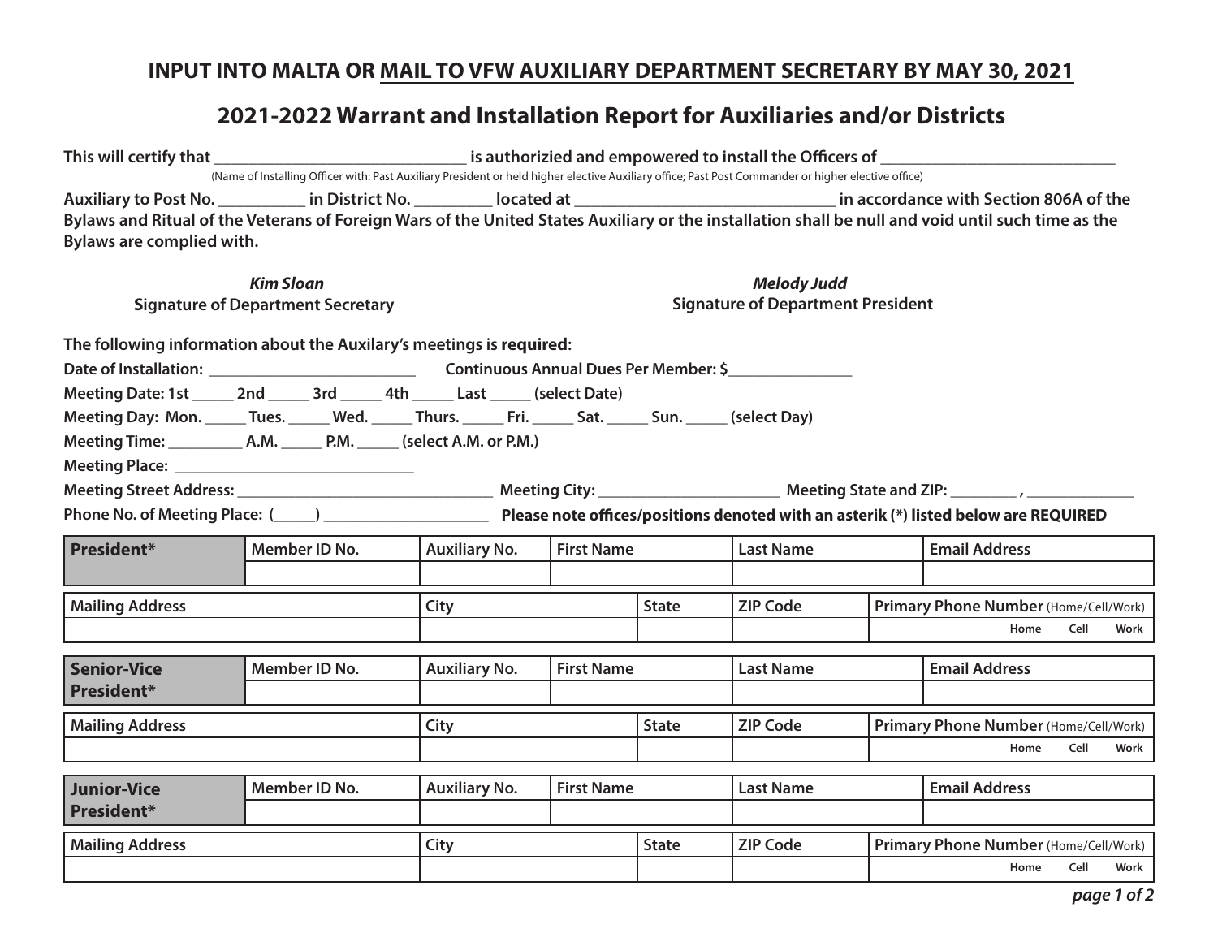**INPUT INTO MALTA OR MAIL TO VFW AUXILIARY DEPARTMENT SECRETARY BY MAY 30, 2021**

## 2021-2022 Warrant and Installation Report for Auxiliaries and/or Districts

**This will certify that ____________________________ is authorizied and empowered to install the Officers of __________________________**

(Name of Installing Officer with: Past Auxiliary President or held higher elective Auxiliary office; Past Post Commander or higher elective office)

**Auxiliary to Post No. _________ in District No. ________ located at ____________________________ in accordance with Section 806A of the Bylaws and Ritual of the Veterans of Foreign Wars of the United States Auxiliary or the installation shall be null and void until such time as the Bylaws are complied with.**

***Kim Sloan***
**Signature of Department Secretary**

***Melody Judd***
**Signature of Department President**

**The following information about the Auxilary's meetings is required:**

**Date of Installation: ______________________ Continuous Annual Dues Per Member: $______________**

**Meeting Date: 1st _____ 2nd _____ 3rd _____ 4th _____ Last _____ (select Date)**

**Meeting Day: Mon. _____ Tues. _____ Wed. _____ Thurs. _____ Fri. _____ Sat. _____ Sun. _____ (select Day)**

**Meeting Time: _________ A.M. _____ P.M. _____ (select A.M. or P.M.)**

**Meeting Place: ___________________________**

**Meeting Street Address: ____________________________ Meeting City: ____________________ Meeting State and ZIP: ________ , ____________**

**Phone No. of Meeting Place: (_____) ___________________ Please note offices/positions denoted with an asterik (*) listed below are REQUIRED**

| **President*** | Member ID No. | Auxiliary No. | First Name | Last Name | Email Address |
|---|---|---|---|---|---|
| | | | | | |

| Mailing Address | City | State | ZIP Code | Primary Phone Number (Home/Cell/Work) |
|---|---|---|---|---|
| | | | | Home Cell Work |

| **Senior-Vice President*** | Member ID No. | Auxiliary No. | First Name | Last Name | Email Address |
|---|---|---|---|---|---|
| | | | | | |

| Mailing Address | City | State | ZIP Code | Primary Phone Number (Home/Cell/Work) |
|---|---|---|---|---|
| | | | | Home Cell Work |

| **Junior-Vice President*** | Member ID No. | Auxiliary No. | First Name | Last Name | Email Address |
|---|---|---|---|---|---|
| | | | | | |

| Mailing Address | City | State | ZIP Code | Primary Phone Number (Home/Cell/Work) |
|---|---|---|---|---|
| | | | | Home Cell Work |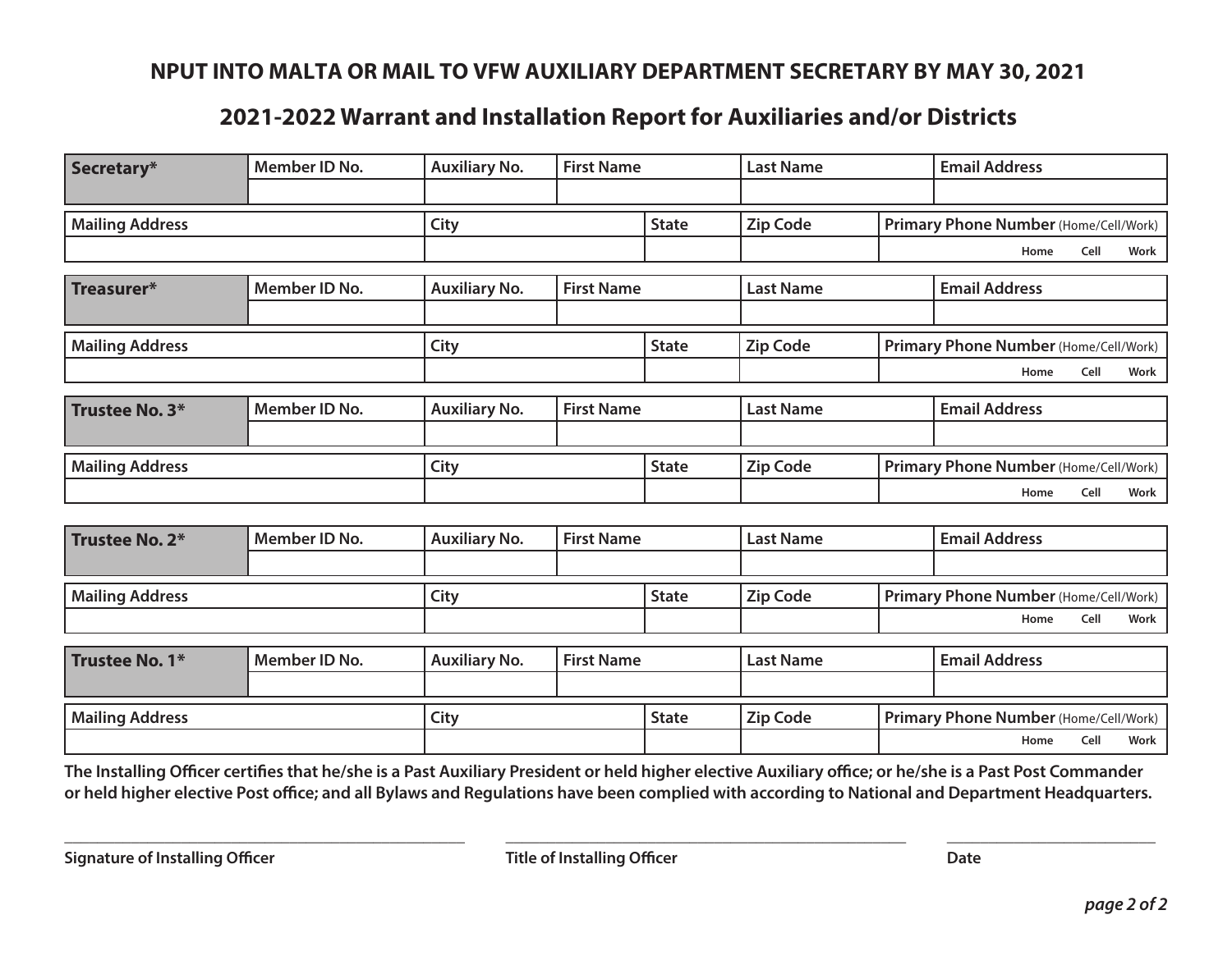**NPUT INTO MALTA OR MAIL TO VFW AUXILIARY DEPARTMENT SECRETARY BY MAY 30, 2021**

## 2021-2022 Warrant and Installation Report for Auxiliaries and/or Districts

| Secretary* | Member ID No. | Auxiliary No. | First Name | Last Name | Email Address |
|---|---|---|---|---|---|
| | | | | | |

| Mailing Address | City | State | Zip Code | Primary Phone Number (Home/Cell/Work) |
|---|---|---|---|---|
| | | | | Home Cell Work |

| Treasurer* | Member ID No. | Auxiliary No. | First Name | Last Name | Email Address |
|---|---|---|---|---|---|
| | | | | | |

| Mailing Address | City | State | Zip Code | Primary Phone Number (Home/Cell/Work) |
|---|---|---|---|---|
| | | | | Home Cell Work |

| Trustee No. 3* | Member ID No. | Auxiliary No. | First Name | Last Name | Email Address |
|---|---|---|---|---|---|
| | | | | | |

| Mailing Address | City | State | Zip Code | Primary Phone Number (Home/Cell/Work) |
|---|---|---|---|---|
| | | | | Home Cell Work |

| Trustee No. 2* | Member ID No. | Auxiliary No. | First Name | Last Name | Email Address |
|---|---|---|---|---|---|
| | | | | | |

| Mailing Address | City | State | Zip Code | Primary Phone Number (Home/Cell/Work) |
|---|---|---|---|---|
| | | | | Home Cell Work |

| Trustee No. 1* | Member ID No. | Auxiliary No. | First Name | Last Name | Email Address |
|---|---|---|---|---|---|
| | | | | | |

| Mailing Address | City | State | Zip Code | Primary Phone Number (Home/Cell/Work) |
|---|---|---|---|---|
| | | | | Home Cell Work |

**The Installing Officer certifies that he/she is a Past Auxiliary President or held higher elective Auxiliary office; or he/she is a Past Post Commander or held higher elective Post office; and all Bylaws and Regulations have been complied with according to National and Department Headquarters.**

\_\_\_\_\_\_\_\_\_\_\_\_\_\_\_\_\_\_\_\_\_\_\_\_\_\_\_\_\_\_\_\_\_\_\_\_
**Signature of Installing Officer**

\_\_\_\_\_\_\_\_\_\_\_\_\_\_\_\_\_\_\_\_\_\_\_\_\_\_\_\_\_\_\_\_\_\_\_\_
**Title of Installing Officer**

\_\_\_\_\_\_\_\_\_\_\_\_\_\_\_\_\_\_\_\_
**Date**